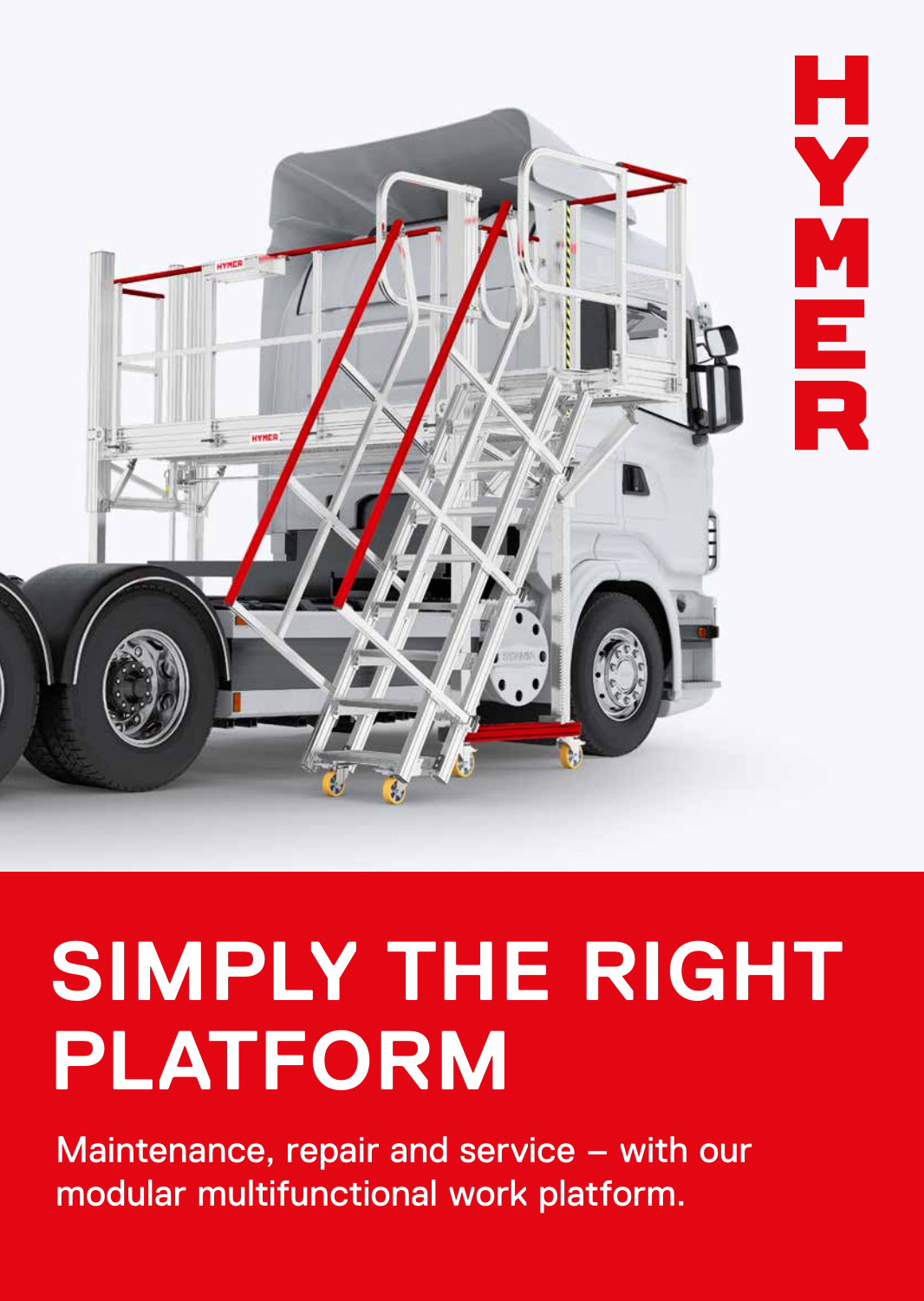HYMER

# SIMPLY THE RIGHT PLATFORM

Maintenance, repair and service – with our modular multifunctional work platform.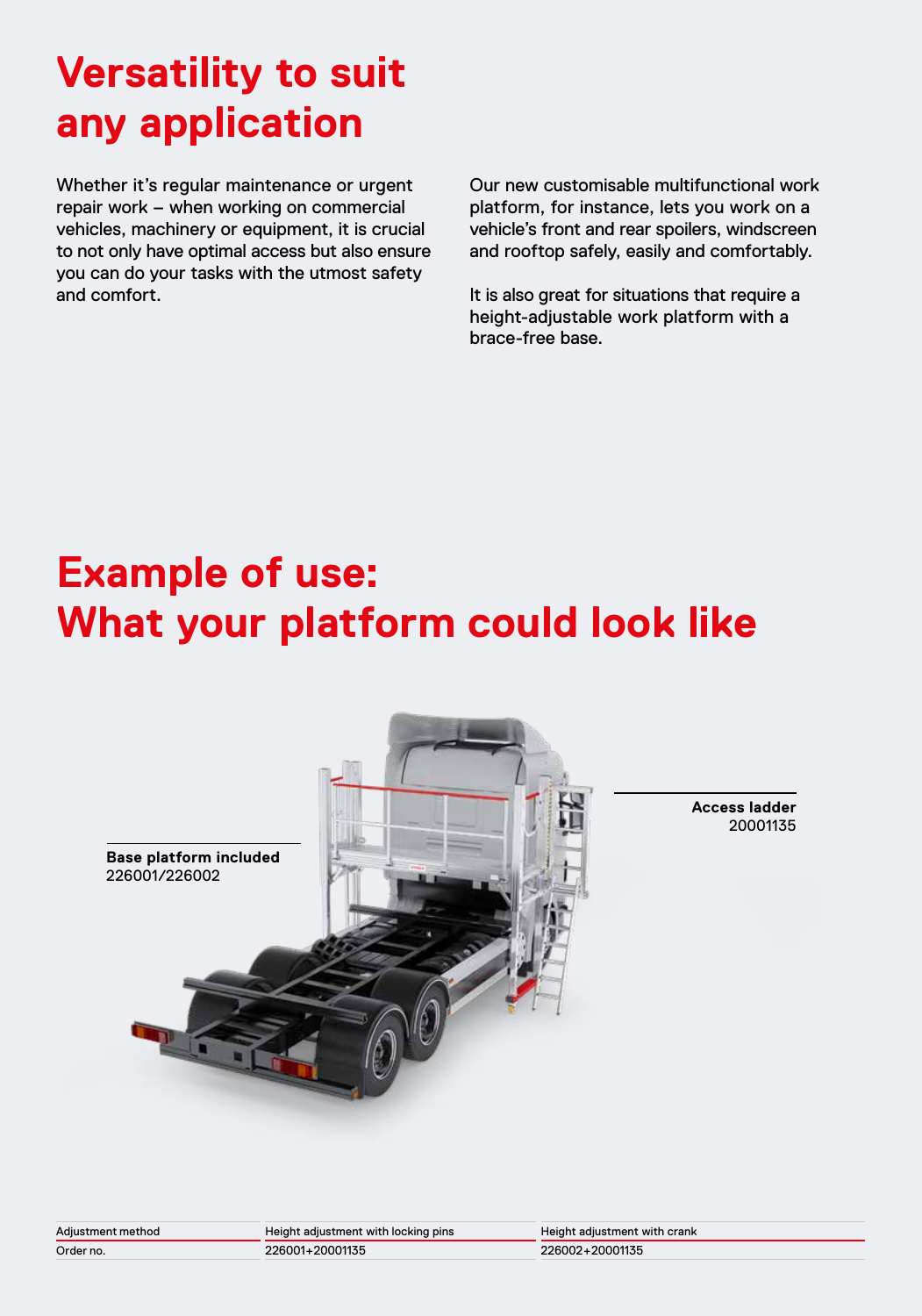# Versatility to suit any application

Whether it's regular maintenance or urgent repair work – when working on commercial vehicles, machinery or equipment, it is crucial to not only have optimal access but also ensure you can do your tasks with the utmost safety and comfort.

Our new customisable multifunctional work platform, for instance, lets you work on a vehicle's front and rear spoilers, windscreen and rooftop safely, easily and comfortably.

It is also great for situations that require a height-adjustable work platform with a brace-free base.

# Example of use: What your platform could look like

**Base platform included**
226001/226002

**Access ladder**
20001135

| Adjustment method | Height adjustment with locking pins | Height adjustment with crank |
|---|---|---|
| Order no. | 226001+20001135 | 226002+20001135 |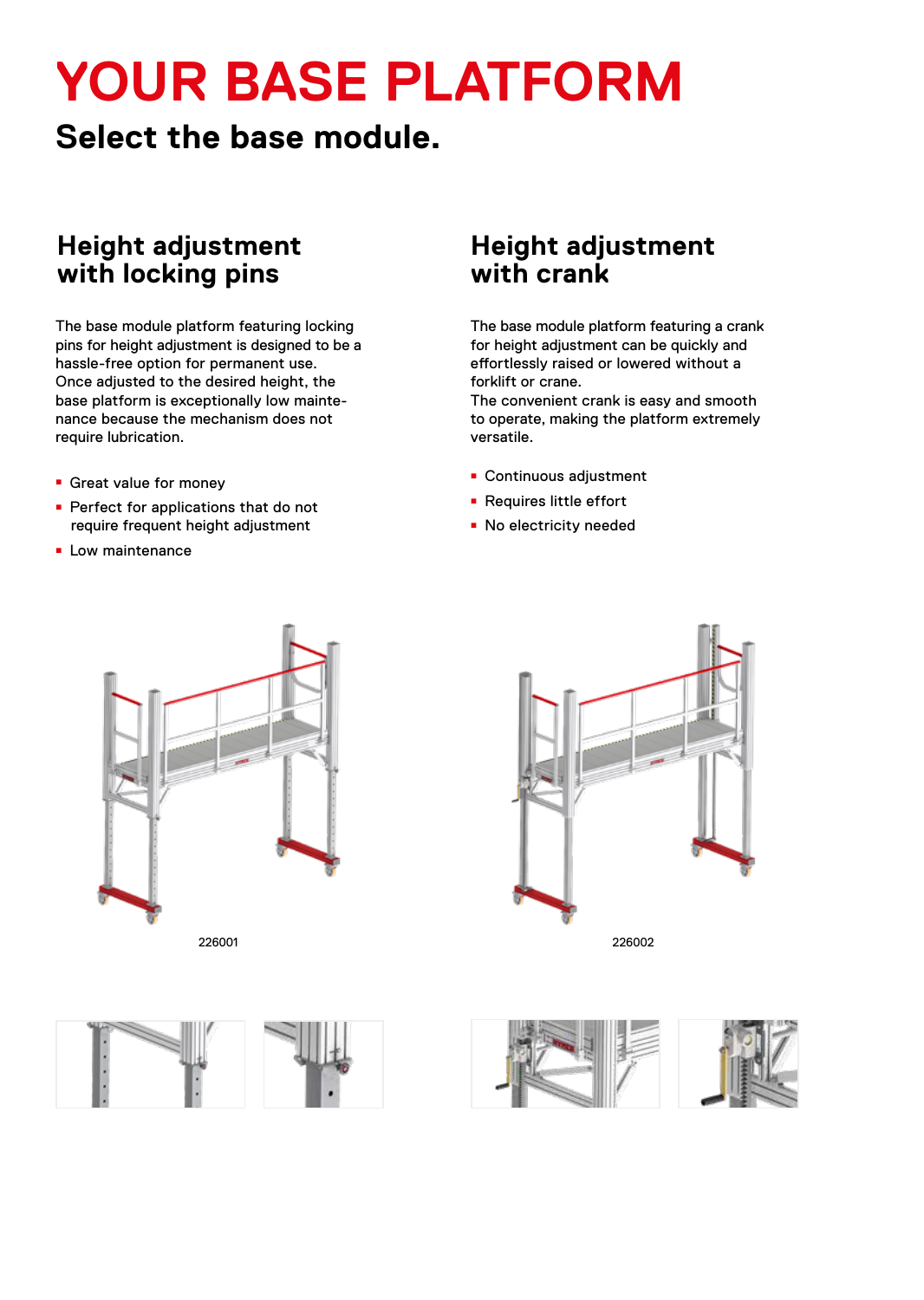# YOUR BASE PLATFORM

## Select the base module.

### Height adjustment with locking pins

The base module platform featuring locking pins for height adjustment is designed to be a hassle-free option for permanent use. Once adjusted to the desired height, the base platform is exceptionally low maintenance because the mechanism does not require lubrication.

- Great value for money
- Perfect for applications that do not require frequent height adjustment
- Low maintenance

226001

### Height adjustment with crank

The base module platform featuring a crank for height adjustment can be quickly and effortlessly raised or lowered without a forklift or crane.
The convenient crank is easy and smooth to operate, making the platform extremely versatile.

- Continuous adjustment
- Requires little effort
- No electricity needed

226002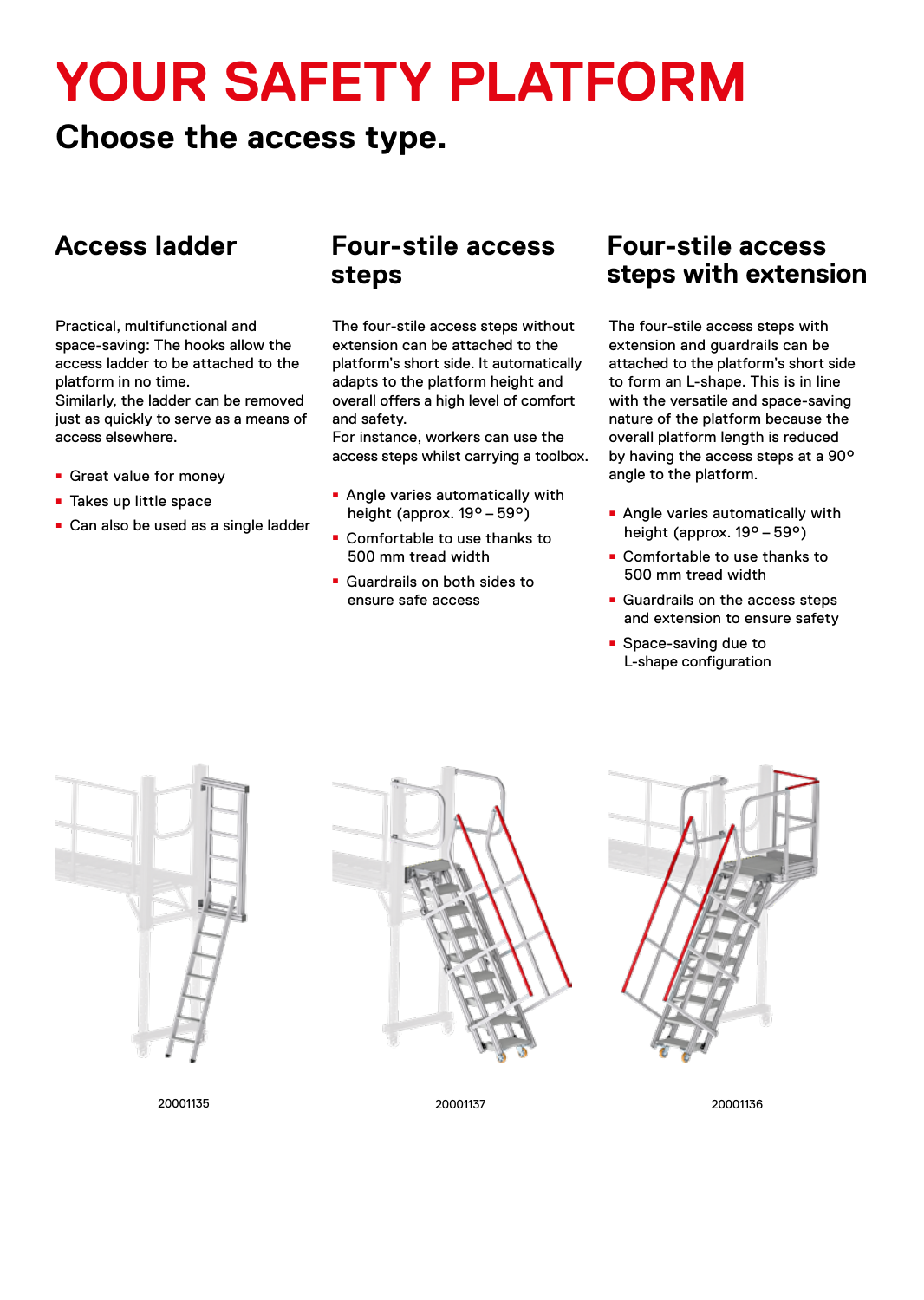# YOUR SAFETY PLATFORM

## Choose the access type.

### Access ladder

Practical, multifunctional and space-saving: The hooks allow the access ladder to be attached to the platform in no time.
Similarly, the ladder can be removed just as quickly to serve as a means of access elsewhere.

- Great value for money
- Takes up little space
- Can also be used as a single ladder

### Four-stile access steps

The four-stile access steps without extension can be attached to the platform's short side. It automatically adapts to the platform height and overall offers a high level of comfort and safety.
For instance, workers can use the access steps whilst carrying a toolbox.

- Angle varies automatically with height (approx. 19° – 59°)
- Comfortable to use thanks to 500 mm tread width
- Guardrails on both sides to ensure safe access

### Four-stile access steps with extension

The four-stile access steps with extension and guardrails can be attached to the platform's short side to form an L-shape. This is in line with the versatile and space-saving nature of the platform because the overall platform length is reduced by having the access steps at a 90° angle to the platform.

- Angle varies automatically with height (approx. 19° – 59°)
- Comfortable to use thanks to 500 mm tread width
- Guardrails on the access steps and extension to ensure safety
- Space-saving due to L-shape configuration

20001135

20001137

20001136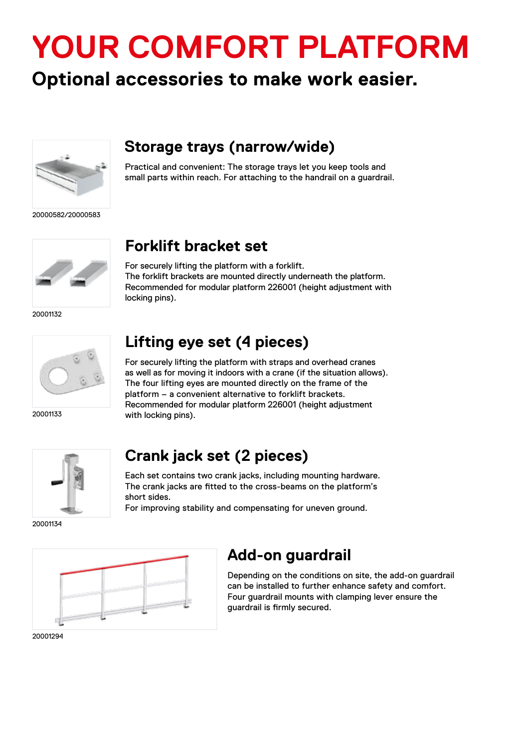# YOUR COMFORT PLATFORM

## Optional accessories to make work easier.

20000582/20000583

### Storage trays (narrow/wide)

Practical and convenient: The storage trays let you keep tools and small parts within reach. For attaching to the handrail on a guardrail.

20001132

### Forklift bracket set

For securely lifting the platform with a forklift.
The forklift brackets are mounted directly underneath the platform.
Recommended for modular platform 226001 (height adjustment with locking pins).

20001133

### Lifting eye set (4 pieces)

For securely lifting the platform with straps and overhead cranes as well as for moving it indoors with a crane (if the situation allows).
The four lifting eyes are mounted directly on the frame of the platform – a convenient alternative to forklift brackets.
Recommended for modular platform 226001 (height adjustment with locking pins).

20001134

### Crank jack set (2 pieces)

Each set contains two crank jacks, including mounting hardware.
The crank jacks are fitted to the cross-beams on the platform's short sides.
For improving stability and compensating for uneven ground.

20001294

### Add-on guardrail

Depending on the conditions on site, the add-on guardrail can be installed to further enhance safety and comfort.
Four guardrail mounts with clamping lever ensure the guardrail is firmly secured.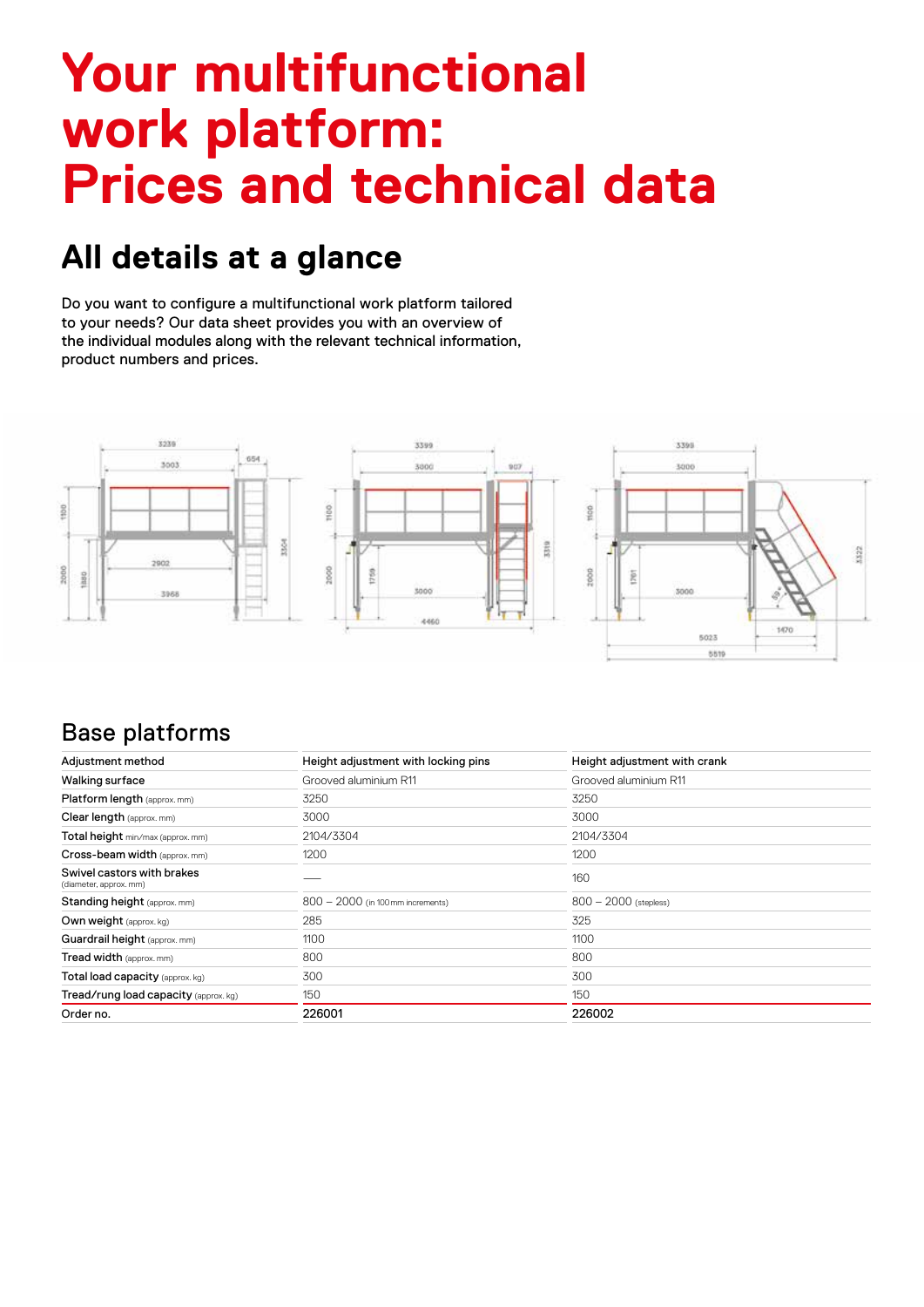# Your multifunctional work platform: Prices and technical data

## All details at a glance

Do you want to configure a multifunctional work platform tailored to your needs? Our data sheet provides you with an overview of the individual modules along with the relevant technical information, product numbers and prices.

## Base platforms

| Adjustment method | Height adjustment with locking pins | Height adjustment with crank |
|---|---|---|
| Walking surface | Grooved aluminium R11 | Grooved aluminium R11 |
| Platform length (approx. mm) | 3250 | 3250 |
| Clear length (approx. mm) | 3000 | 3000 |
| Total height min/max (approx. mm) | 2104/3304 | 2104/3304 |
| Cross-beam width (approx. mm) | 1200 | 1200 |
| Swivel castors with brakes (diameter, approx. mm) | — | 160 |
| Standing height (approx. mm) | 800 – 2000 (in 100 mm increments) | 800 – 2000 (stepless) |
| Own weight (approx. kg) | 285 | 325 |
| Guardrail height (approx. mm) | 1100 | 1100 |
| Tread width (approx. mm) | 800 | 800 |
| Total load capacity (approx. kg) | 300 | 300 |
| Tread/rung load capacity (approx. kg) | 150 | 150 |
| Order no. | 226001 | 226002 |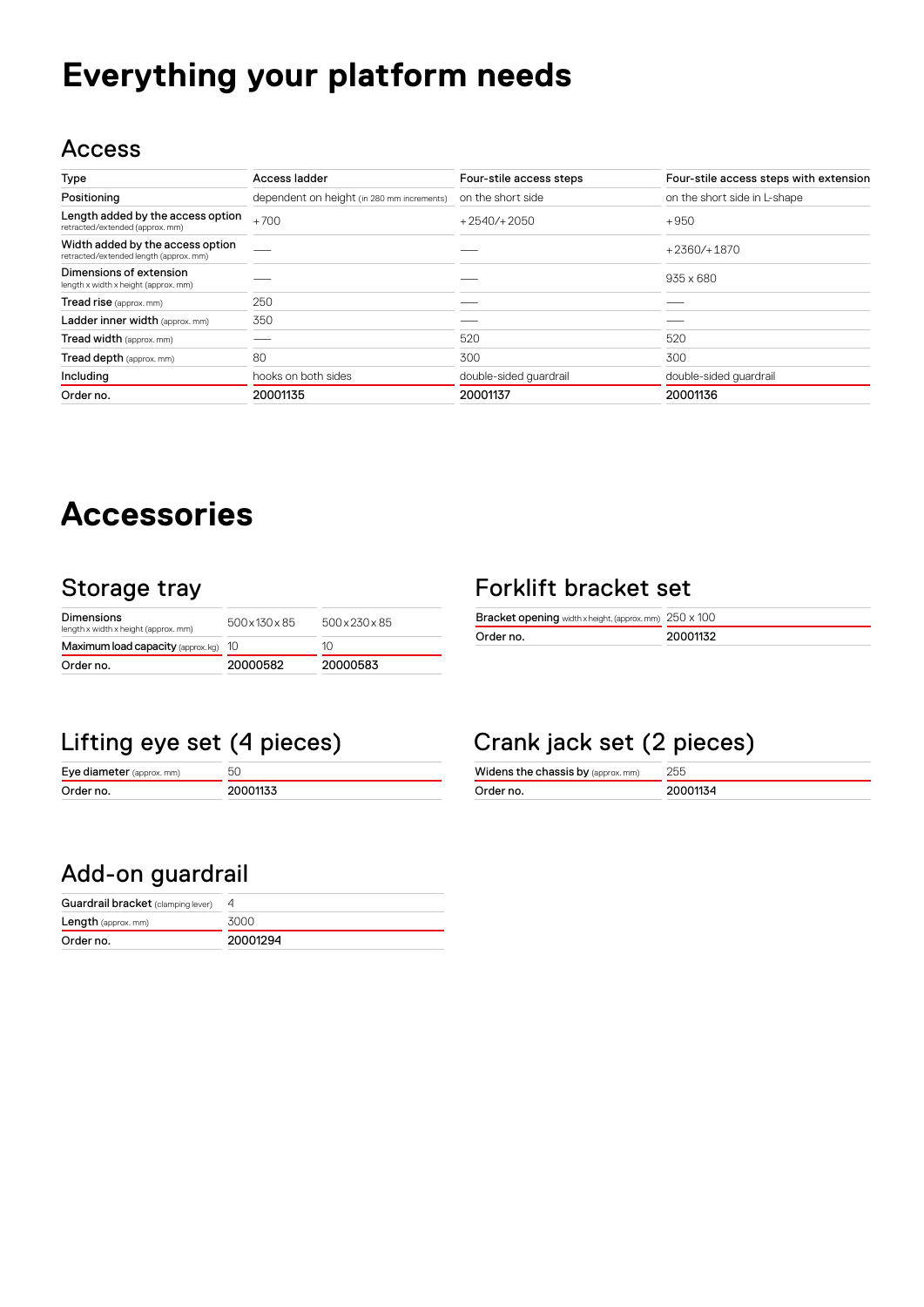# Everything your platform needs

## Access

| Type | Access ladder | Four-stile access steps | Four-stile access steps with extension |
|---|---|---|---|
| Positioning | dependent on height (in 280 mm increments) | on the short side | on the short side in L-shape |
| Length added by the access option retracted/extended (approx. mm) | +700 | +2540/+2050 | +950 |
| Width added by the access option retracted/extended length (approx. mm) | — | — | +2360/+1870 |
| Dimensions of extension length x width x height (approx. mm) | — | — | 935 x 680 |
| Tread rise (approx. mm) | 250 | — | — |
| Ladder inner width (approx. mm) | 350 | — | — |
| Tread width (approx. mm) | — | 520 | 520 |
| Tread depth (approx. mm) | 80 | 300 | 300 |
| Including | hooks on both sides | double-sided guardrail | double-sided guardrail |
| Order no. | 20001135 | 20001137 | 20001136 |

# Accessories

## Storage tray

| Dimensions length x width x height (approx. mm) | 500 x 130 x 85 | 500 x 230 x 85 |
|---|---|---|
| Maximum load capacity (approx. kg) | 10 | 10 |
| Order no. | 20000582 | 20000583 |

## Forklift bracket set

| Bracket opening width x height. (approx. mm) | 250 x 100 |
|---|---|
| Order no. | 20001132 |

## Lifting eye set (4 pieces)

| Eye diameter (approx. mm) | 50 |
|---|---|
| Order no. | 20001133 |

## Crank jack set (2 pieces)

| Widens the chassis by (approx. mm) | 255 |
|---|---|
| Order no. | 20001134 |

## Add-on guardrail

| Guardrail bracket (clamping lever) | 4 |
|---|---|
| Length (approx. mm) | 3000 |
| Order no. | 20001294 |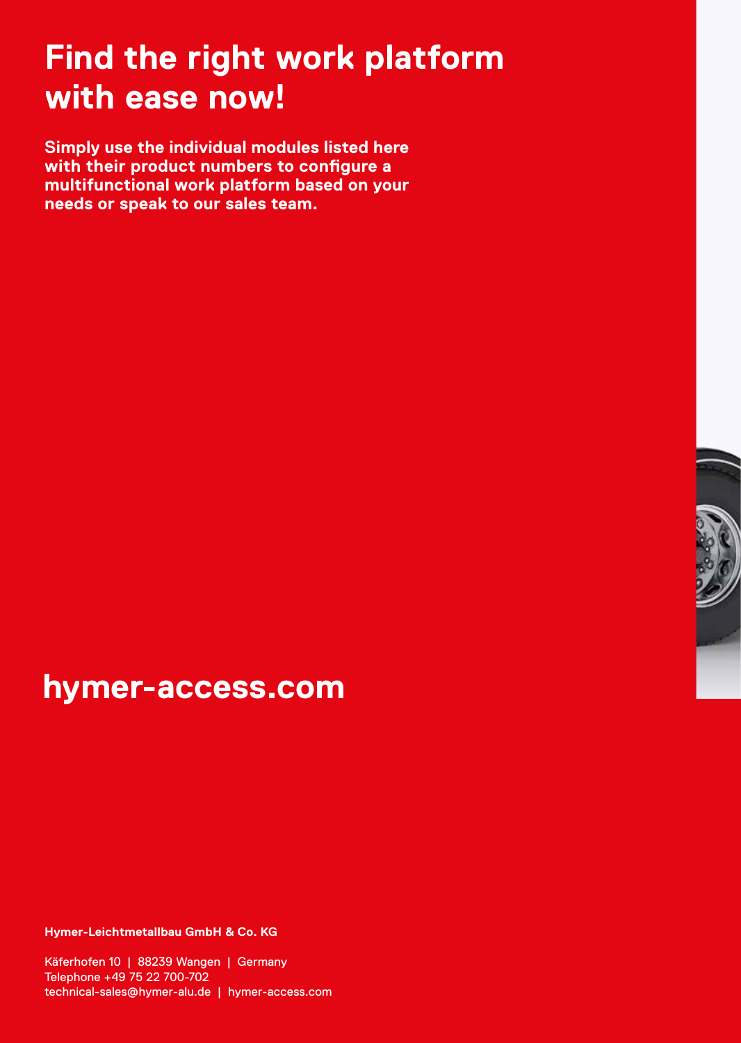# Find the right work platform with ease now!

**Simply use the individual modules listed here with their product numbers to configure a multifunctional work platform based on your needs or speak to our sales team.**

## hymer-access.com

**Hymer-Leichtmetallbau GmbH & Co. KG**

Käferhofen 10 | 88239 Wangen | Germany
Telephone +49 75 22 700-702
technical-sales@hymer-alu.de | hymer-access.com